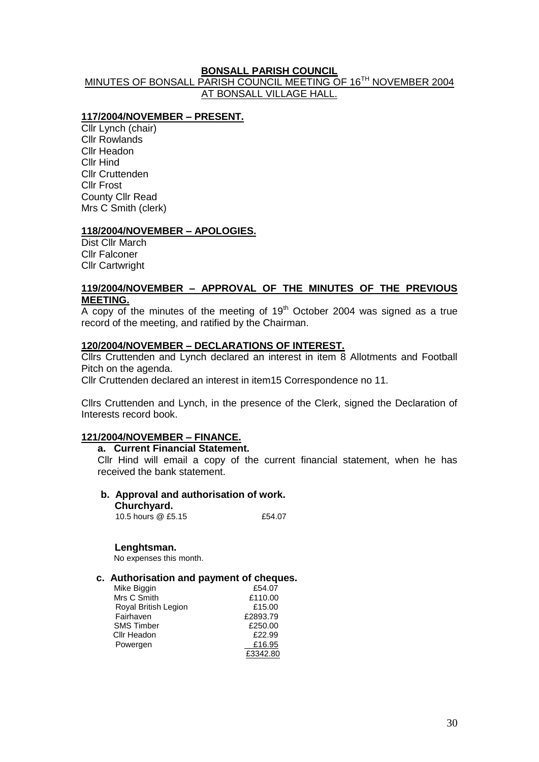**BONSALL PARISH COUNCIL**

MINUTES OF BONSALL PARISH COUNCIL MEETING OF 16TH NOVEMBER 2004 AT BONSALL VILLAGE HALL.

**117/2004/NOVEMBER – PRESENT.**

Cllr Lynch (chair)
Cllr Rowlands
Cllr Headon
Cllr Hind
Cllr Cruttenden
Cllr Frost
County Cllr Read
Mrs C Smith (clerk)

**118/2004/NOVEMBER – APOLOGIES.**

Dist Cllr March
Cllr Falconer
Cllr Cartwright

**119/2004/NOVEMBER – APPROVAL OF THE MINUTES OF THE PREVIOUS MEETING.**

A copy of the minutes of the meeting of 19th October 2004 was signed as a true record of the meeting, and ratified by the Chairman.

**120/2004/NOVEMBER – DECLARATIONS OF INTEREST.**

Cllrs Cruttenden and Lynch declared an interest in item 8 Allotments and Football Pitch on the agenda.

Cllr Cruttenden declared an interest in item15 Correspondence no 11.

Cllrs Cruttenden and Lynch, in the presence of the Clerk, signed the Declaration of Interests record book.

**121/2004/NOVEMBER – FINANCE.**

**a. Current Financial Statement.**

Cllr Hind will email a copy of the current financial statement, when he has received the bank statement.

**b. Approval and authorisation of work.**

**Churchyard.**

| | |
|---|---|
| 10.5 hours @ £5.15 | £54.07 |

**Lenghtsman.**

No expenses this month.

**c. Authorisation and payment of cheques.**

| | |
|---|---|
| Mike Biggin | £54.07 |
| Mrs C Smith | £110.00 |
| Royal British Legion | £15.00 |
| Fairhaven | £2893.79 |
| SMS Timber | £250.00 |
| Cllr Headon | £22.99 |
| Powergen | £16.95 |
| | £3342.80 |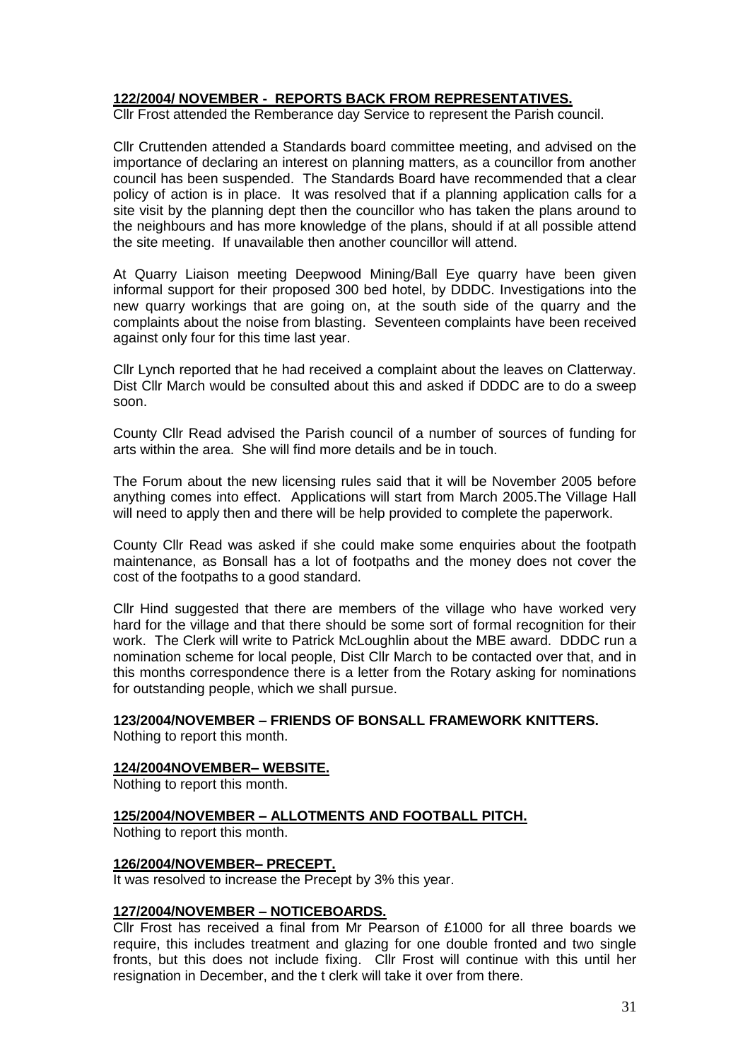**122/2004/ NOVEMBER - REPORTS BACK FROM REPRESENTATIVES.**

Cllr Frost attended the Remberance day Service to represent the Parish council.

Cllr Cruttenden attended a Standards board committee meeting, and advised on the importance of declaring an interest on planning matters, as a councillor from another council has been suspended. The Standards Board have recommended that a clear policy of action is in place. It was resolved that if a planning application calls for a site visit by the planning dept then the councillor who has taken the plans around to the neighbours and has more knowledge of the plans, should if at all possible attend the site meeting. If unavailable then another councillor will attend.

At Quarry Liaison meeting Deepwood Mining/Ball Eye quarry have been given informal support for their proposed 300 bed hotel, by DDDC. Investigations into the new quarry workings that are going on, at the south side of the quarry and the complaints about the noise from blasting. Seventeen complaints have been received against only four for this time last year.

Cllr Lynch reported that he had received a complaint about the leaves on Clatterway. Dist Cllr March would be consulted about this and asked if DDDC are to do a sweep soon.

County Cllr Read advised the Parish council of a number of sources of funding for arts within the area. She will find more details and be in touch.

The Forum about the new licensing rules said that it will be November 2005 before anything comes into effect. Applications will start from March 2005.The Village Hall will need to apply then and there will be help provided to complete the paperwork.

County Cllr Read was asked if she could make some enquiries about the footpath maintenance, as Bonsall has a lot of footpaths and the money does not cover the cost of the footpaths to a good standard.

Cllr Hind suggested that there are members of the village who have worked very hard for the village and that there should be some sort of formal recognition for their work. The Clerk will write to Patrick McLoughlin about the MBE award. DDDC run a nomination scheme for local people, Dist Cllr March to be contacted over that, and in this months correspondence there is a letter from the Rotary asking for nominations for outstanding people, which we shall pursue.

**123/2004/NOVEMBER – FRIENDS OF BONSALL FRAMEWORK KNITTERS.**

Nothing to report this month.

**124/2004NOVEMBER– WEBSITE.**

Nothing to report this month.

**125/2004/NOVEMBER – ALLOTMENTS AND FOOTBALL PITCH.**

Nothing to report this month.

**126/2004/NOVEMBER– PRECEPT.**

It was resolved to increase the Precept by 3% this year.

**127/2004/NOVEMBER – NOTICEBOARDS.**

Cllr Frost has received a final from Mr Pearson of £1000 for all three boards we require, this includes treatment and glazing for one double fronted and two single fronts, but this does not include fixing. Cllr Frost will continue with this until her resignation in December, and the t clerk will take it over from there.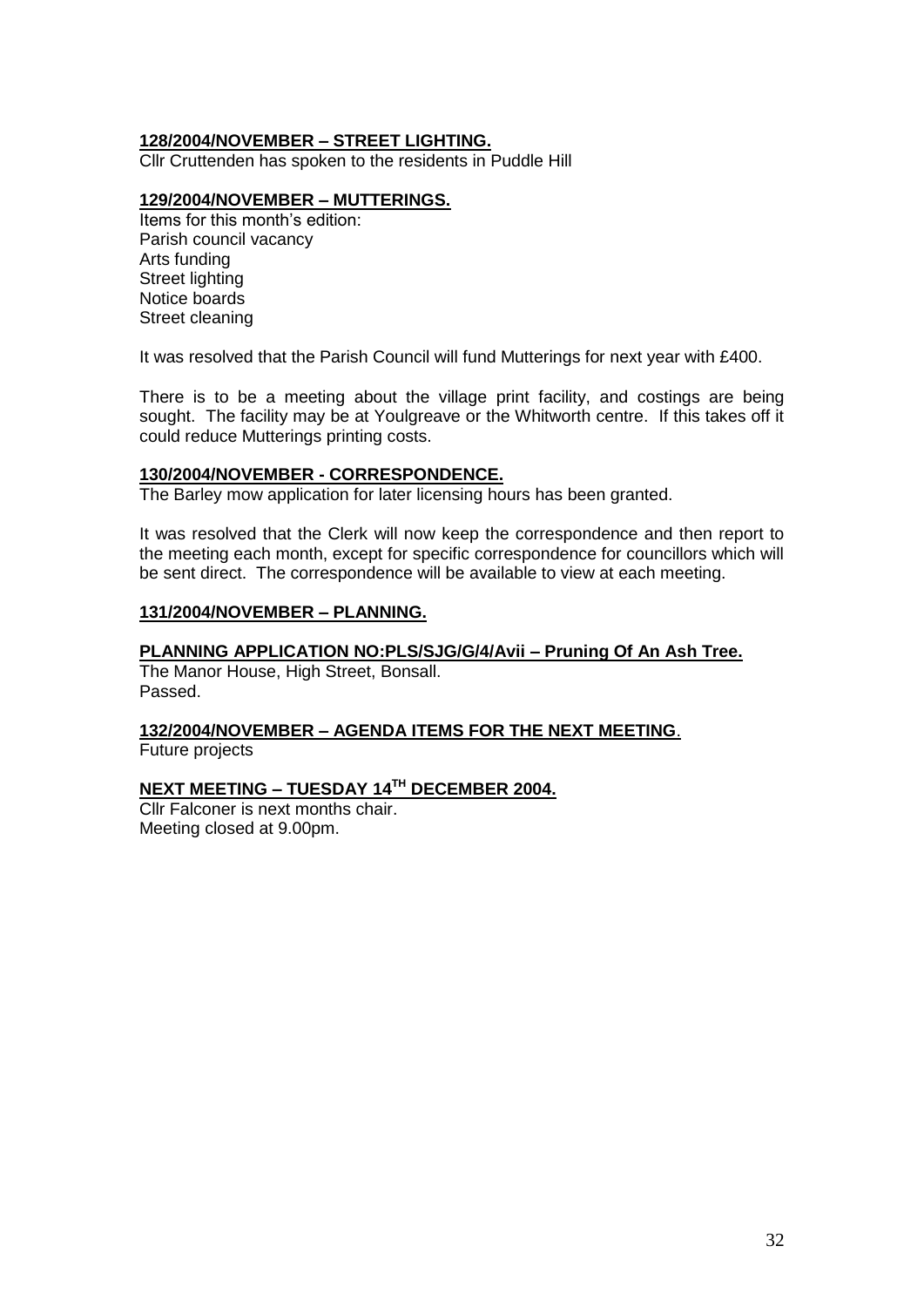**128/2004/NOVEMBER – STREET LIGHTING.**

Cllr Cruttenden has spoken to the residents in Puddle Hill

**129/2004/NOVEMBER – MUTTERINGS.**

Items for this month's edition:
Parish council vacancy
Arts funding
Street lighting
Notice boards
Street cleaning

It was resolved that the Parish Council will fund Mutterings for next year with £400.

There is to be a meeting about the village print facility, and costings are being sought. The facility may be at Youlgreave or the Whitworth centre. If this takes off it could reduce Mutterings printing costs.

**130/2004/NOVEMBER - CORRESPONDENCE.**

The Barley mow application for later licensing hours has been granted.

It was resolved that the Clerk will now keep the correspondence and then report to the meeting each month, except for specific correspondence for councillors which will be sent direct. The correspondence will be available to view at each meeting.

**131/2004/NOVEMBER – PLANNING.**

**PLANNING APPLICATION NO:PLS/SJG/G/4/Avii – Pruning Of An Ash Tree.**

The Manor House, High Street, Bonsall.
Passed.

**132/2004/NOVEMBER – AGENDA ITEMS FOR THE NEXT MEETING.**

Future projects

**NEXT MEETING – TUESDAY 14TH DECEMBER 2004.**

Cllr Falconer is next months chair.
Meeting closed at 9.00pm.